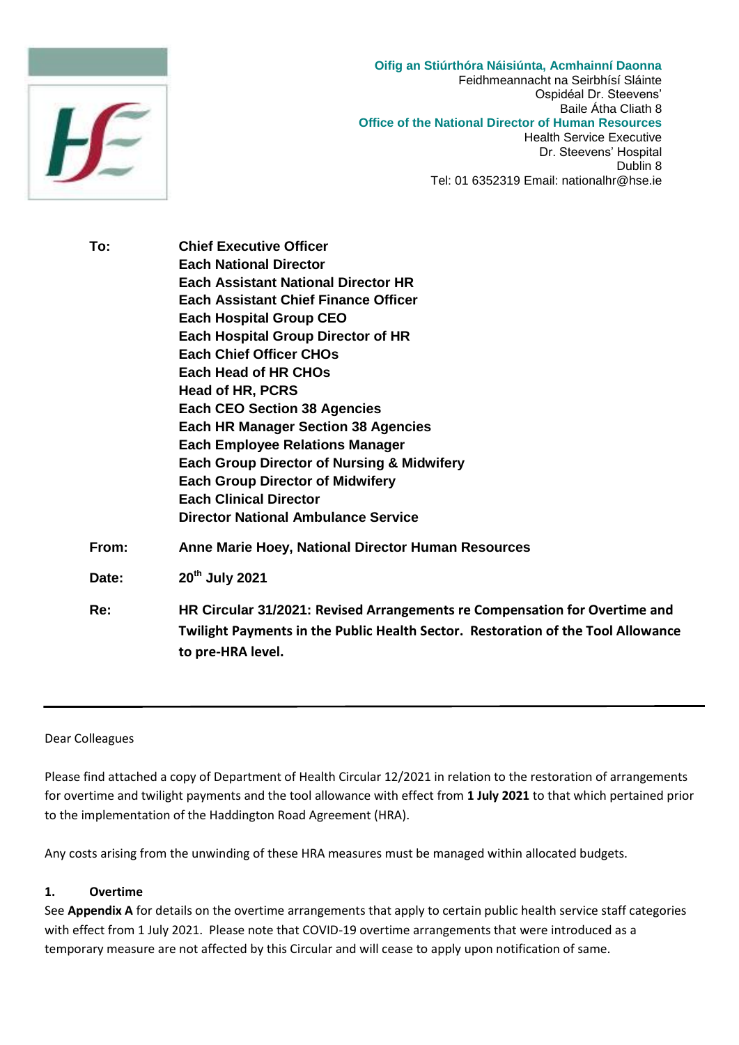**Oifig an Stiúrthóra Náisiúnta, Acmhainní Daonna**
Feidhmeannacht na Seirbhísí Sláinte
Ospidéal Dr. Steevens'
Baile Átha Cliath 8
**Office of the National Director of Human Resources**
Health Service Executive
Dr. Steevens' Hospital
Dublin 8
Tel: 01 6352319 Email: nationalhr@hse.ie

**To:** **Chief Executive Officer**
**Each National Director**
**Each Assistant National Director HR**
**Each Assistant Chief Finance Officer**
**Each Hospital Group CEO**
**Each Hospital Group Director of HR**
**Each Chief Officer CHOs**
**Each Head of HR CHOs**
**Head of HR, PCRS**
**Each CEO Section 38 Agencies**
**Each HR Manager Section 38 Agencies**
**Each Employee Relations Manager**
**Each Group Director of Nursing & Midwifery**
**Each Group Director of Midwifery**
**Each Clinical Director**
**Director National Ambulance Service**

**From:** **Anne Marie Hoey, National Director Human Resources**

**Date:** **20th July 2021**

**Re:** **HR Circular 31/2021: Revised Arrangements re Compensation for Overtime and Twilight Payments in the Public Health Sector. Restoration of the Tool Allowance to pre-HRA level.**

---

Dear Colleagues

Please find attached a copy of Department of Health Circular 12/2021 in relation to the restoration of arrangements for overtime and twilight payments and the tool allowance with effect from **1 July 2021** to that which pertained prior to the implementation of the Haddington Road Agreement (HRA).

Any costs arising from the unwinding of these HRA measures must be managed within allocated budgets.

**1. Overtime**

See **Appendix A** for details on the overtime arrangements that apply to certain public health service staff categories with effect from 1 July 2021. Please note that COVID-19 overtime arrangements that were introduced as a temporary measure are not affected by this Circular and will cease to apply upon notification of same.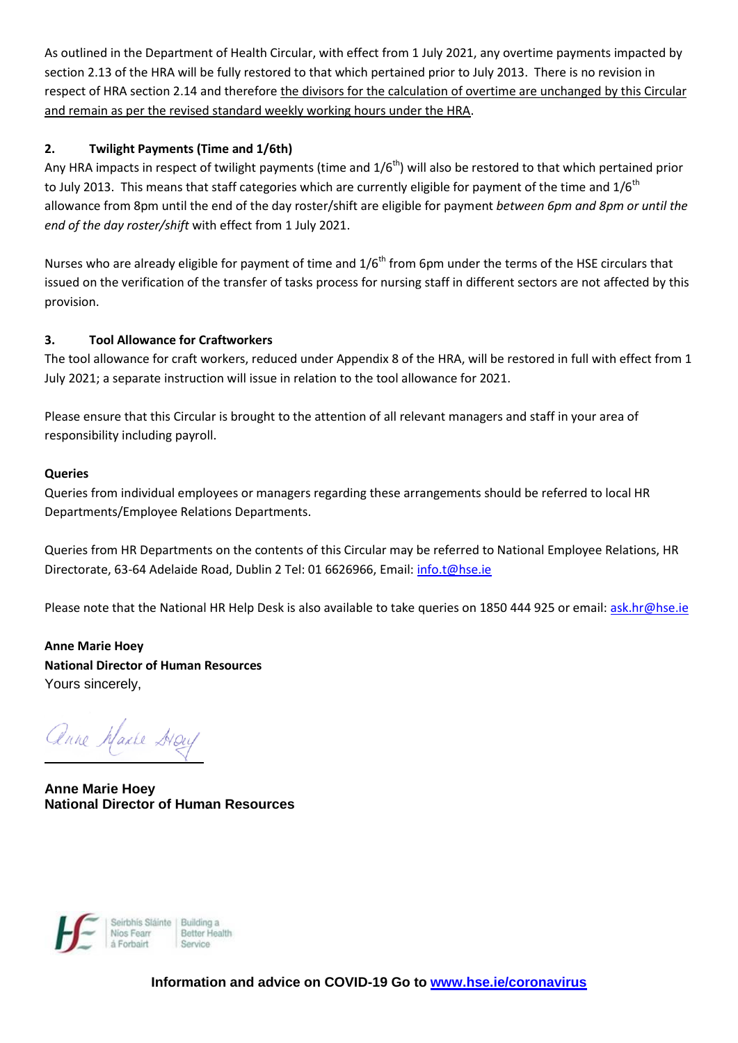As outlined in the Department of Health Circular, with effect from 1 July 2021, any overtime payments impacted by section 2.13 of the HRA will be fully restored to that which pertained prior to July 2013. There is no revision in respect of HRA section 2.14 and therefore <u>the divisors for the calculation of overtime are unchanged by this Circular and remain as per the revised standard weekly working hours under the HRA</u>.

**2. Twilight Payments (Time and 1/6th)**

Any HRA impacts in respect of twilight payments (time and 1/6th) will also be restored to that which pertained prior to July 2013. This means that staff categories which are currently eligible for payment of the time and 1/6th allowance from 8pm until the end of the day roster/shift are eligible for payment *between 6pm and 8pm or until the end of the day roster/shift* with effect from 1 July 2021.

Nurses who are already eligible for payment of time and 1/6th from 6pm under the terms of the HSE circulars that issued on the verification of the transfer of tasks process for nursing staff in different sectors are not affected by this provision.

**3. Tool Allowance for Craftworkers**

The tool allowance for craft workers, reduced under Appendix 8 of the HRA, will be restored in full with effect from 1 July 2021; a separate instruction will issue in relation to the tool allowance for 2021.

Please ensure that this Circular is brought to the attention of all relevant managers and staff in your area of responsibility including payroll.

**Queries**

Queries from individual employees or managers regarding these arrangements should be referred to local HR Departments/Employee Relations Departments.

Queries from HR Departments on the contents of this Circular may be referred to National Employee Relations, HR Directorate, 63-64 Adelaide Road, Dublin 2 Tel: 01 6626966, Email: info.t@hse.ie

Please note that the National HR Help Desk is also available to take queries on 1850 444 925 or email: ask.hr@hse.ie

**Anne Marie Hoey**
**National Director of Human Resources**

Yours sincerely,

**Anne Marie Hoey**
**National Director of Human Resources**

Seirbhís Sláinte Níos Fearr á Forbairt | Building a Better Health Service

**Information and advice on COVID-19 Go to www.hse.ie/coronavirus**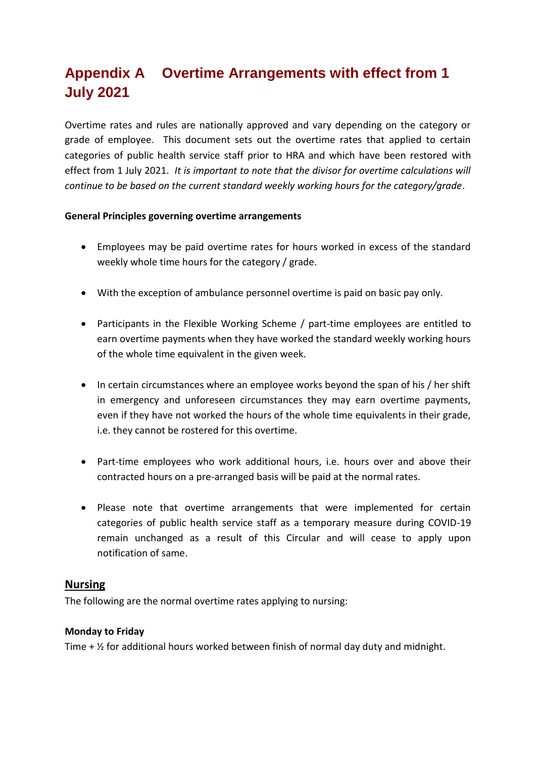# Appendix A Overtime Arrangements with effect from 1 July 2021

Overtime rates and rules are nationally approved and vary depending on the category or grade of employee. This document sets out the overtime rates that applied to certain categories of public health service staff prior to HRA and which have been restored with effect from 1 July 2021. *It is important to note that the divisor for overtime calculations will continue to be based on the current standard weekly working hours for the category/grade*.

**General Principles governing overtime arrangements**

- Employees may be paid overtime rates for hours worked in excess of the standard weekly whole time hours for the category / grade.
- With the exception of ambulance personnel overtime is paid on basic pay only.
- Participants in the Flexible Working Scheme / part-time employees are entitled to earn overtime payments when they have worked the standard weekly working hours of the whole time equivalent in the given week.
- In certain circumstances where an employee works beyond the span of his / her shift in emergency and unforeseen circumstances they may earn overtime payments, even if they have not worked the hours of the whole time equivalents in their grade, i.e. they cannot be rostered for this overtime.
- Part-time employees who work additional hours, i.e. hours over and above their contracted hours on a pre-arranged basis will be paid at the normal rates.
- Please note that overtime arrangements that were implemented for certain categories of public health service staff as a temporary measure during COVID-19 remain unchanged as a result of this Circular and will cease to apply upon notification of same.

## Nursing

The following are the normal overtime rates applying to nursing:

**Monday to Friday**

Time + ½ for additional hours worked between finish of normal day duty and midnight.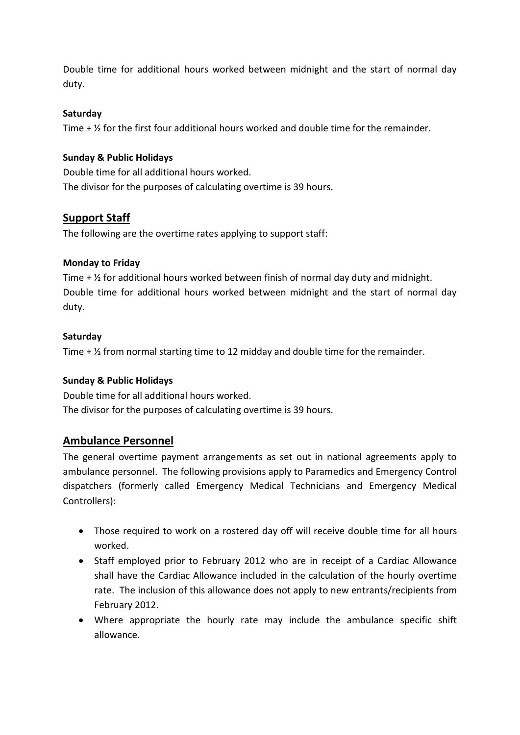Double time for additional hours worked between midnight and the start of normal day duty.

**Saturday**

Time + ½ for the first four additional hours worked and double time for the remainder.

**Sunday & Public Holidays**

Double time for all additional hours worked.
The divisor for the purposes of calculating overtime is 39 hours.

## Support Staff

The following are the overtime rates applying to support staff:

**Monday to Friday**

Time + ½ for additional hours worked between finish of normal day duty and midnight.
Double time for additional hours worked between midnight and the start of normal day duty.

**Saturday**

Time + ½ from normal starting time to 12 midday and double time for the remainder.

**Sunday & Public Holidays**

Double time for all additional hours worked.
The divisor for the purposes of calculating overtime is 39 hours.

## Ambulance Personnel

The general overtime payment arrangements as set out in national agreements apply to ambulance personnel. The following provisions apply to Paramedics and Emergency Control dispatchers (formerly called Emergency Medical Technicians and Emergency Medical Controllers):

- Those required to work on a rostered day off will receive double time for all hours worked.
- Staff employed prior to February 2012 who are in receipt of a Cardiac Allowance shall have the Cardiac Allowance included in the calculation of the hourly overtime rate. The inclusion of this allowance does not apply to new entrants/recipients from February 2012.
- Where appropriate the hourly rate may include the ambulance specific shift allowance.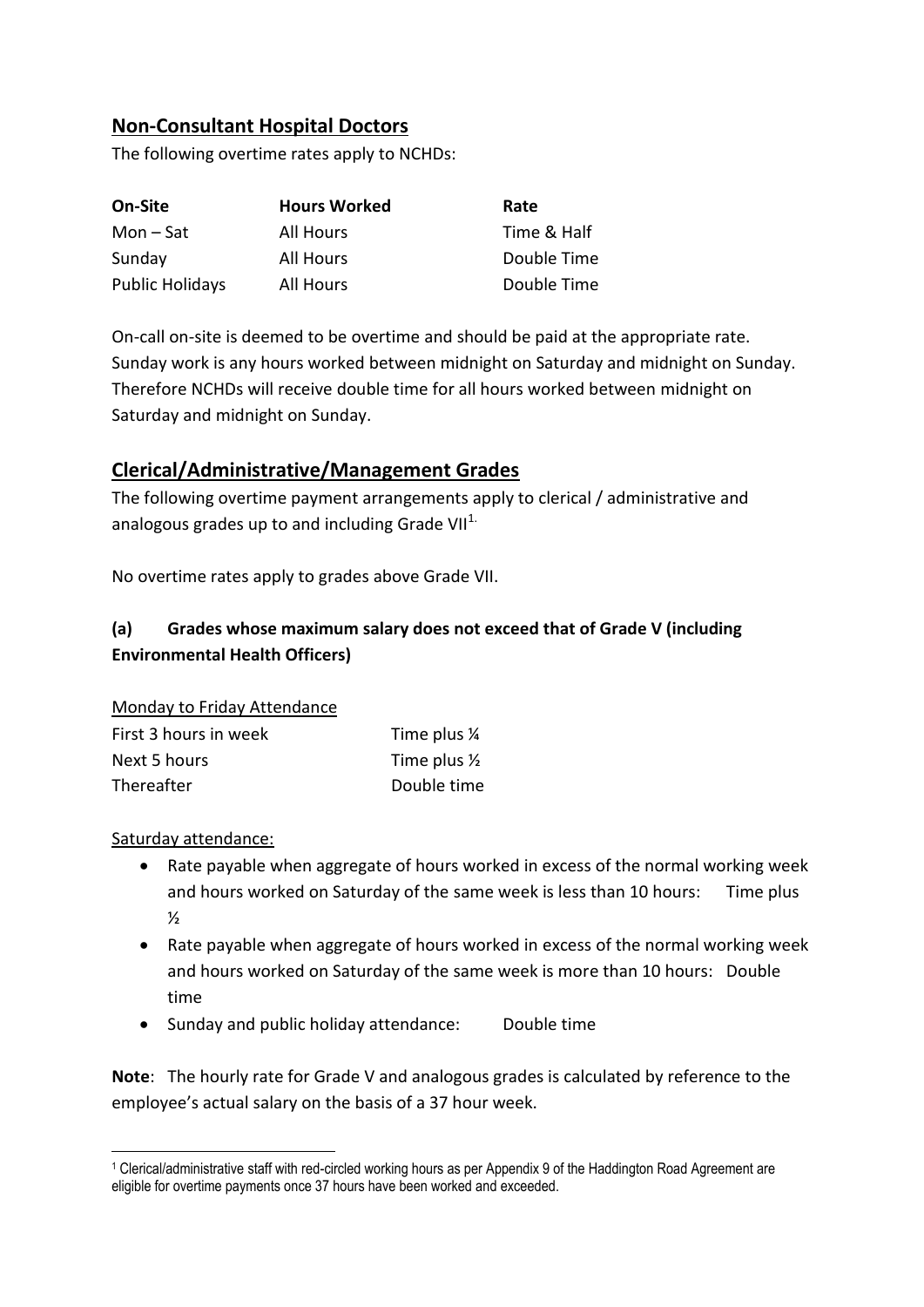## Non-Consultant Hospital Doctors

The following overtime rates apply to NCHDs:

| On-Site | Hours Worked | Rate |
|---|---|---|
| Mon – Sat | All Hours | Time & Half |
| Sunday | All Hours | Double Time |
| Public Holidays | All Hours | Double Time |

On-call on-site is deemed to be overtime and should be paid at the appropriate rate. Sunday work is any hours worked between midnight on Saturday and midnight on Sunday. Therefore NCHDs will receive double time for all hours worked between midnight on Saturday and midnight on Sunday.

## Clerical/Administrative/Management Grades

The following overtime payment arrangements apply to clerical / administrative and analogous grades up to and including Grade VII[1.]

No overtime rates apply to grades above Grade VII.

### (a) Grades whose maximum salary does not exceed that of Grade V (including Environmental Health Officers)

Monday to Friday Attendance

| | |
|---|---|
| First 3 hours in week | Time plus ¼ |
| Next 5 hours | Time plus ½ |
| Thereafter | Double time |

Saturday attendance:

- Rate payable when aggregate of hours worked in excess of the normal working week and hours worked on Saturday of the same week is less than 10 hours: Time plus ½
- Rate payable when aggregate of hours worked in excess of the normal working week and hours worked on Saturday of the same week is more than 10 hours: Double time
- Sunday and public holiday attendance: Double time

**Note**: The hourly rate for Grade V and analogous grades is calculated by reference to the employee's actual salary on the basis of a 37 hour week.

[1] Clerical/administrative staff with red-circled working hours as per Appendix 9 of the Haddington Road Agreement are eligible for overtime payments once 37 hours have been worked and exceeded.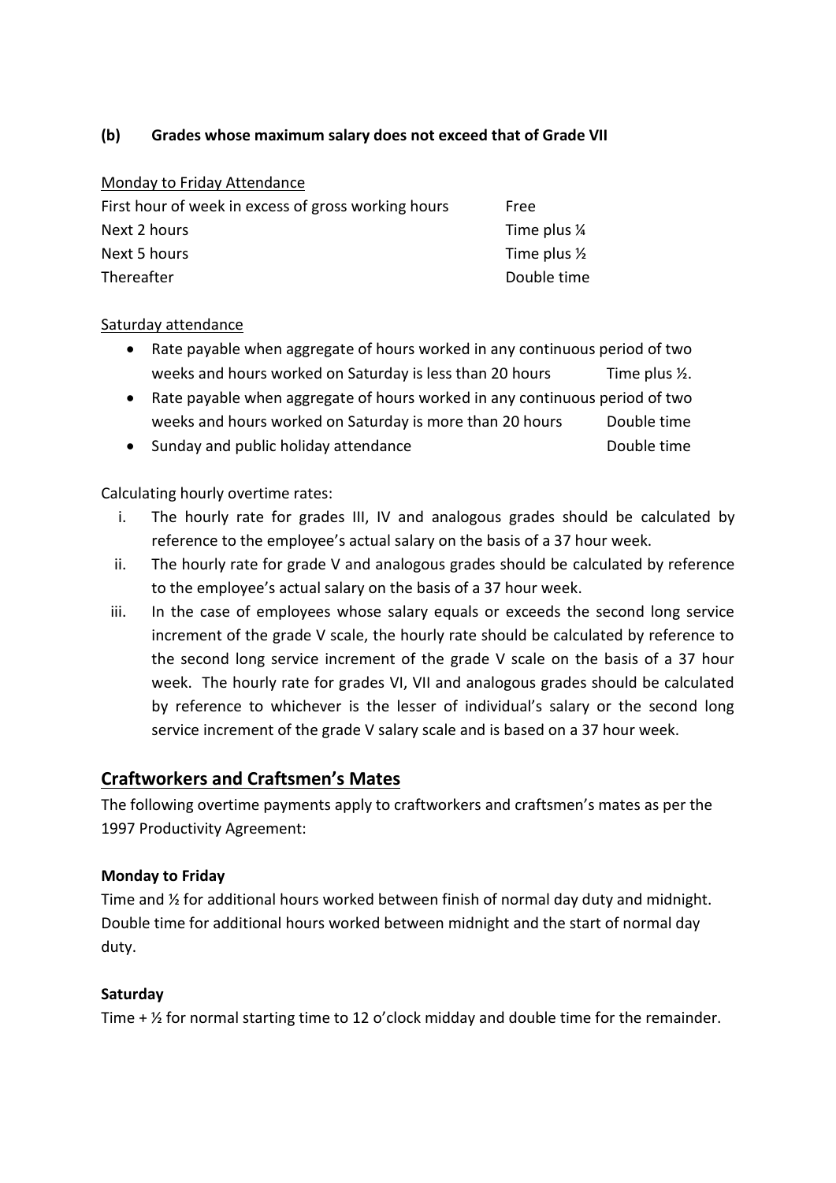**(b) Grades whose maximum salary does not exceed that of Grade VII**

Monday to Friday Attendance

| | |
|---|---|
| First hour of week in excess of gross working hours | Free |
| Next 2 hours | Time plus ¼ |
| Next 5 hours | Time plus ½ |
| Thereafter | Double time |

Saturday attendance

- Rate payable when aggregate of hours worked in any continuous period of two weeks and hours worked on Saturday is less than 20 hours Time plus ½.
- Rate payable when aggregate of hours worked in any continuous period of two weeks and hours worked on Saturday is more than 20 hours Double time
- Sunday and public holiday attendance Double time

Calculating hourly overtime rates:

i. The hourly rate for grades III, IV and analogous grades should be calculated by reference to the employee's actual salary on the basis of a 37 hour week.
ii. The hourly rate for grade V and analogous grades should be calculated by reference to the employee's actual salary on the basis of a 37 hour week.
iii. In the case of employees whose salary equals or exceeds the second long service increment of the grade V scale, the hourly rate should be calculated by reference to the second long service increment of the grade V scale on the basis of a 37 hour week. The hourly rate for grades VI, VII and analogous grades should be calculated by reference to whichever is the lesser of individual's salary or the second long service increment of the grade V salary scale and is based on a 37 hour week.

## Craftworkers and Craftsmen's Mates

The following overtime payments apply to craftworkers and craftsmen's mates as per the 1997 Productivity Agreement:

**Monday to Friday**

Time and ½ for additional hours worked between finish of normal day duty and midnight. Double time for additional hours worked between midnight and the start of normal day duty.

**Saturday**

Time + ½ for normal starting time to 12 o'clock midday and double time for the remainder.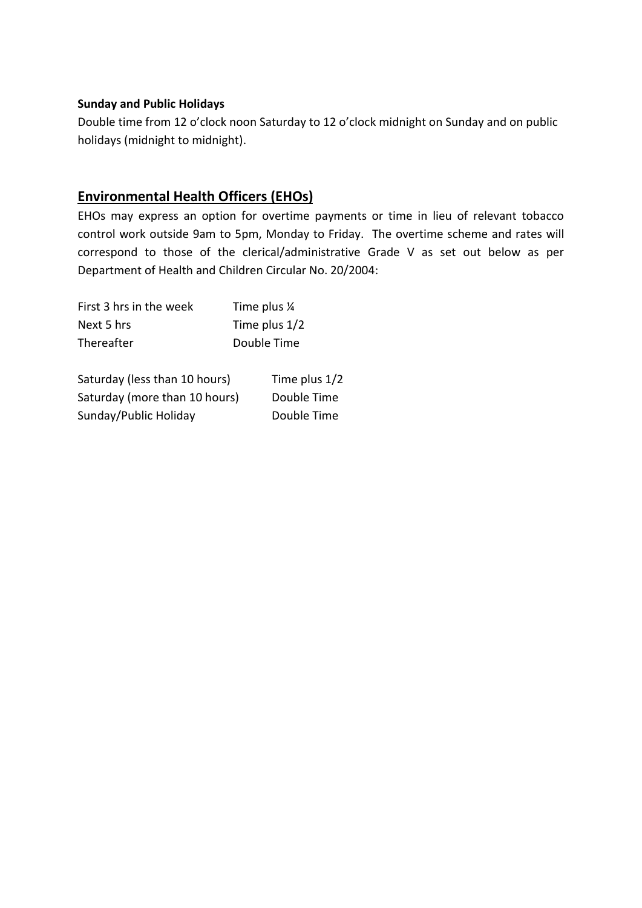**Sunday and Public Holidays**

Double time from 12 o'clock noon Saturday to 12 o'clock midnight on Sunday and on public holidays (midnight to midnight).

## Environmental Health Officers (EHOs)

EHOs may express an option for overtime payments or time in lieu of relevant tobacco control work outside 9am to 5pm, Monday to Friday. The overtime scheme and rates will correspond to those of the clerical/administrative Grade V as set out below as per Department of Health and Children Circular No. 20/2004:

| | |
|---|---|
| First 3 hrs in the week | Time plus ¼ |
| Next 5 hrs | Time plus 1/2 |
| Thereafter | Double Time |

| | |
|---|---|
| Saturday (less than 10 hours) | Time plus 1/2 |
| Saturday (more than 10 hours) | Double Time |
| Sunday/Public Holiday | Double Time |